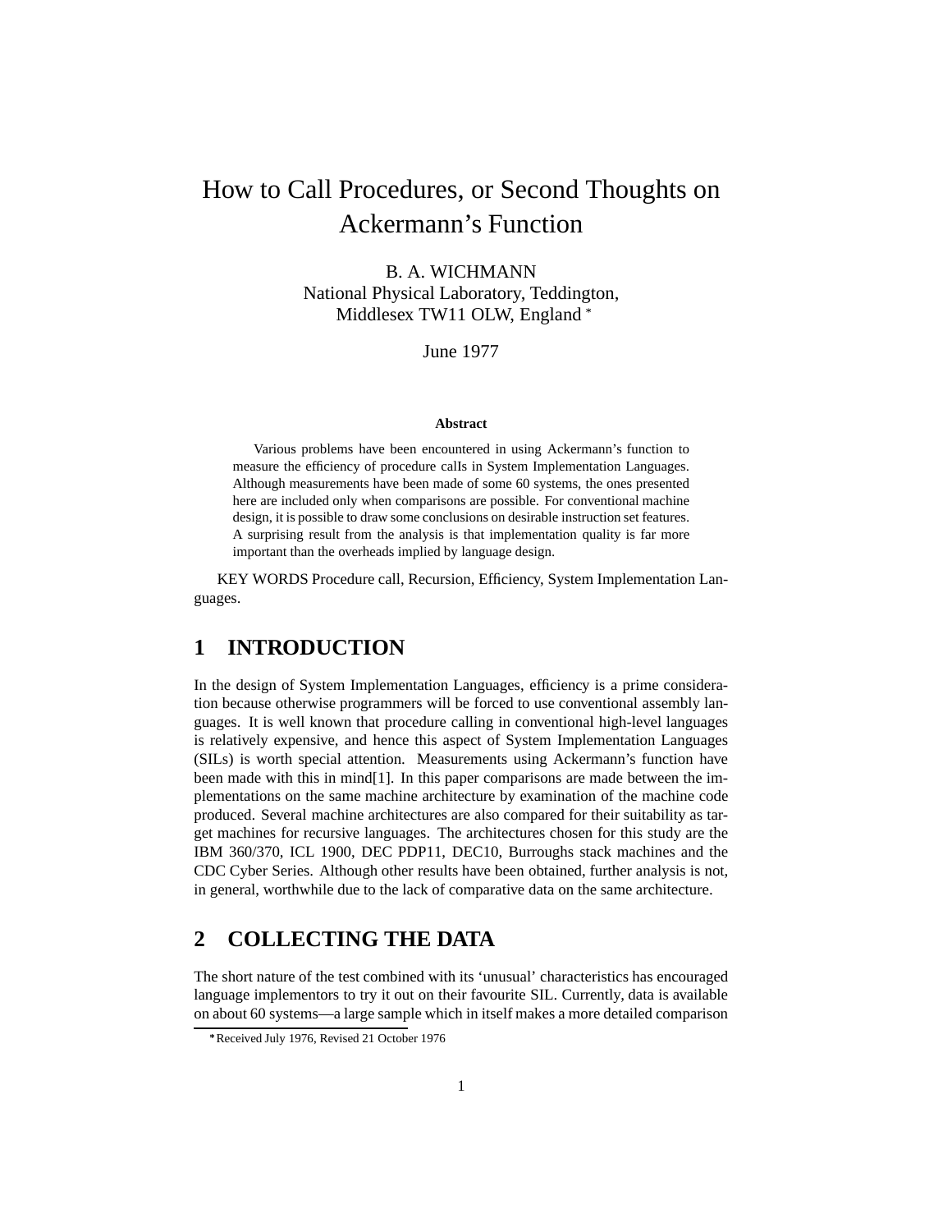# How to Call Procedures, or Second Thoughts on Ackermann's Function

B. A. WICHMANN
National Physical Laboratory, Teddington,
Middlesex TW11 OLW, England *

June 1977

**Abstract**

Various problems have been encountered in using Ackermann's function to measure the efficiency of procedure calls in System Implementation Languages. Although measurements have been made of some 60 systems, the ones presented here are included only when comparisons are possible. For conventional machine design, it is possible to draw some conclusions on desirable instruction set features. A surprising result from the analysis is that implementation quality is far more important than the overheads implied by language design.

KEY WORDS Procedure call, Recursion, Efficiency, System Implementation Languages.

## 1 INTRODUCTION

In the design of System Implementation Languages, efficiency is a prime consideration because otherwise programmers will be forced to use conventional assembly languages. It is well known that procedure calling in conventional high-level languages is relatively expensive, and hence this aspect of System Implementation Languages (SILs) is worth special attention. Measurements using Ackermann's function have been made with this in mind[1]. In this paper comparisons are made between the implementations on the same machine architecture by examination of the machine code produced. Several machine architectures are also compared for their suitability as target machines for recursive languages. The architectures chosen for this study are the IBM 360/370, ICL 1900, DEC PDP11, DEC10, Burroughs stack machines and the CDC Cyber Series. Although other results have been obtained, further analysis is not, in general, worthwhile due to the lack of comparative data on the same architecture.

## 2 COLLECTING THE DATA

The short nature of the test combined with its 'unusual' characteristics has encouraged language implementors to try it out on their favourite SIL. Currently, data is available on about 60 systems—a large sample which in itself makes a more detailed comparison

*Received July 1976, Revised 21 October 1976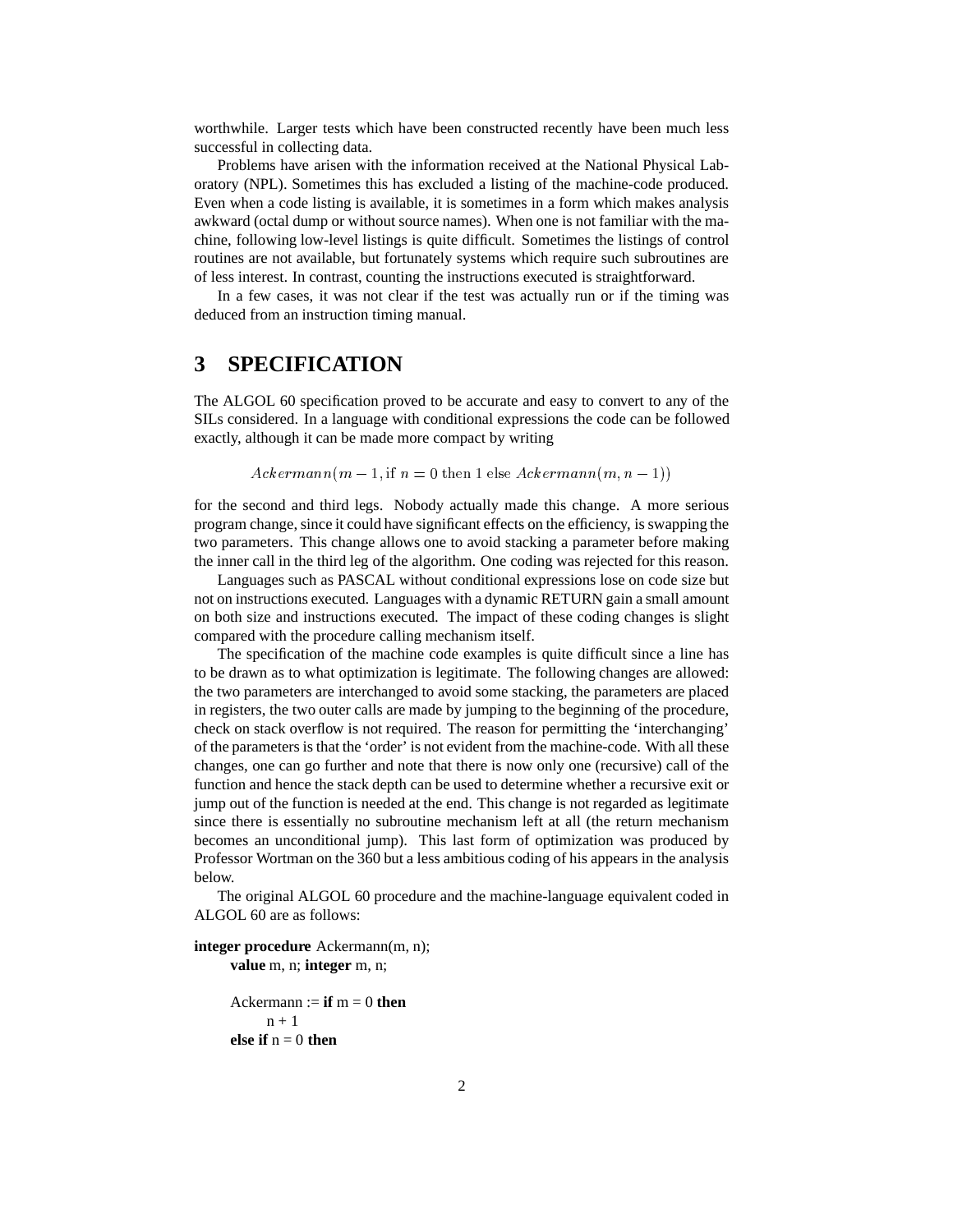worthwhile. Larger tests which have been constructed recently have been much less successful in collecting data.

Problems have arisen with the information received at the National Physical Laboratory (NPL). Sometimes this has excluded a listing of the machine-code produced. Even when a code listing is available, it is sometimes in a form which makes analysis awkward (octal dump or without source names). When one is not familiar with the machine, following low-level listings is quite difficult. Sometimes the listings of control routines are not available, but fortunately systems which require such subroutines are of less interest. In contrast, counting the instructions executed is straightforward.

In a few cases, it was not clear if the test was actually run or if the timing was deduced from an instruction timing manual.

# 3 SPECIFICATION

The ALGOL 60 specification proved to be accurate and easy to convert to any of the SILs considered. In a language with conditional expressions the code can be followed exactly, although it can be made more compact by writing

$$Ackermann(m-1, \text{if } n=0 \text{ then } 1 \text{ else } Ackermann(m, n-1))$$

for the second and third legs. Nobody actually made this change. A more serious program change, since it could have significant effects on the efficiency, is swapping the two parameters. This change allows one to avoid stacking a parameter before making the inner call in the third leg of the algorithm. One coding was rejected for this reason.

Languages such as PASCAL without conditional expressions lose on code size but not on instructions executed. Languages with a dynamic RETURN gain a small amount on both size and instructions executed. The impact of these coding changes is slight compared with the procedure calling mechanism itself.

The specification of the machine code examples is quite difficult since a line has to be drawn as to what optimization is legitimate. The following changes are allowed: the two parameters are interchanged to avoid some stacking, the parameters are placed in registers, the two outer calls are made by jumping to the beginning of the procedure, check on stack overflow is not required. The reason for permitting the 'interchanging' of the parameters is that the 'order' is not evident from the machine-code. With all these changes, one can go further and note that there is now only one (recursive) call of the function and hence the stack depth can be used to determine whether a recursive exit or jump out of the function is needed at the end. This change is not regarded as legitimate since there is essentially no subroutine mechanism left at all (the return mechanism becomes an unconditional jump). This last form of optimization was produced by Professor Wortman on the 360 but a less ambitious coding of his appears in the analysis below.

The original ALGOL 60 procedure and the machine-language equivalent coded in ALGOL 60 are as follows:

```
integer procedure Ackermann(m, n);
    value m, n; integer m, n;

    Ackermann := if m = 0 then
        n + 1
    else if n = 0 then
```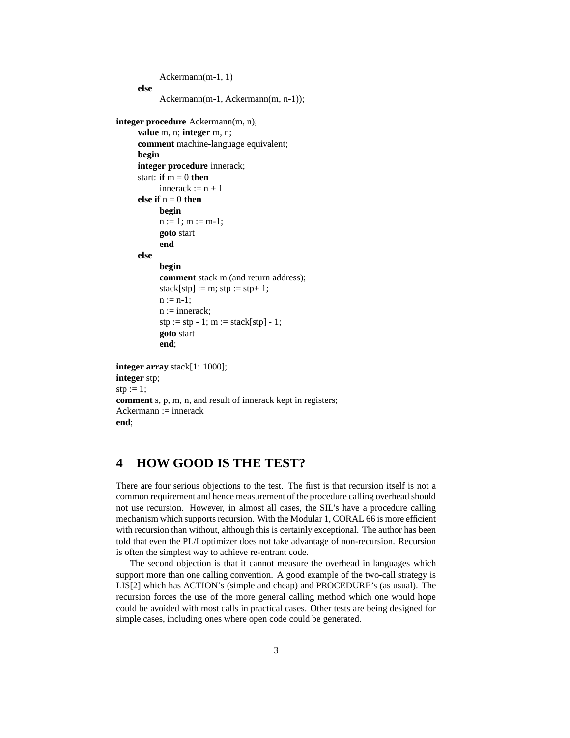```
            Ackermann(m-1, 1)
      else
            Ackermann(m-1, Ackermann(m, n-1));

integer procedure Ackermann(m, n);
      value m, n; integer m, n;
      comment machine-language equivalent;
      begin
      integer procedure innerack;
      start: if m = 0 then
            innerack := n + 1
      else if n = 0 then
            begin
            n := 1; m := m-1;
            goto start
            end
      else
            begin
            comment stack m (and return address);
            stack[stp] := m; stp := stp+ 1;
            n := n-1;
            n := innerack;
            stp := stp - 1; m := stack[stp] - 1;
            goto start
            end;

integer array stack[1: 1000];
integer stp;
stp := 1;
comment s, p, m, n, and result of innerack kept in registers;
Ackermann := innerack
end;
```

# 4 HOW GOOD IS THE TEST?

There are four serious objections to the test. The first is that recursion itself is not a common requirement and hence measurement of the procedure calling overhead should not use recursion. However, in almost all cases, the SIL's have a procedure calling mechanism which supports recursion. With the Modular 1, CORAL 66 is more efficient with recursion than without, although this is certainly exceptional. The author has been told that even the PL/I optimizer does not take advantage of non-recursion. Recursion is often the simplest way to achieve re-entrant code.

The second objection is that it cannot measure the overhead in languages which support more than one calling convention. A good example of the two-call strategy is LIS[2] which has ACTION's (simple and cheap) and PROCEDURE's (as usual). The recursion forces the use of the more general calling method which one would hope could be avoided with most calls in practical cases. Other tests are being designed for simple cases, including ones where open code could be generated.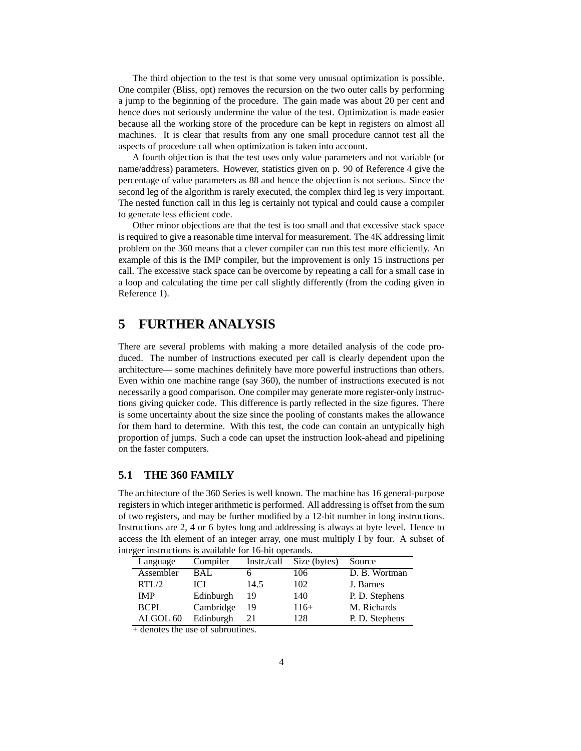The third objection to the test is that some very unusual optimization is possible. One compiler (Bliss, opt) removes the recursion on the two outer calls by performing a jump to the beginning of the procedure. The gain made was about 20 per cent and hence does not seriously undermine the value of the test. Optimization is made easier because all the working store of the procedure can be kept in registers on almost all machines. It is clear that results from any one small procedure cannot test all the aspects of procedure call when optimization is taken into account.

A fourth objection is that the test uses only value parameters and not variable (or name/address) parameters. However, statistics given on p. 90 of Reference 4 give the percentage of value parameters as 88 and hence the objection is not serious. Since the second leg of the algorithm is rarely executed, the complex third leg is very important. The nested function call in this leg is certainly not typical and could cause a compiler to generate less efficient code.

Other minor objections are that the test is too small and that excessive stack space is required to give a reasonable time interval for measurement. The 4K addressing limit problem on the 360 means that a clever compiler can run this test more efficiently. An example of this is the IMP compiler, but the improvement is only 15 instructions per call. The excessive stack space can be overcome by repeating a call for a small case in a loop and calculating the time per call slightly differently (from the coding given in Reference 1).

# 5 FURTHER ANALYSIS

There are several problems with making a more detailed analysis of the code produced. The number of instructions executed per call is clearly dependent upon the architecture— some machines definitely have more powerful instructions than others. Even within one machine range (say 360), the number of instructions executed is not necessarily a good comparison. One compiler may generate more register-only instructions giving quicker code. This difference is partly reflected in the size figures. There is some uncertainty about the size since the pooling of constants makes the allowance for them hard to determine. With this test, the code can contain an untypically high proportion of jumps. Such a code can upset the instruction look-ahead and pipelining on the faster computers.

## 5.1 THE 360 FAMILY

The architecture of the 360 Series is well known. The machine has 16 general-purpose registers in which integer arithmetic is performed. All addressing is offset from the sum of two registers, and may be further modified by a 12-bit number in long instructions. Instructions are 2, 4 or 6 bytes long and addressing is always at byte level. Hence to access the Ith element of an integer array, one must multiply I by four. A subset of integer instructions is available for 16-bit operands.

| Language | Compiler | Instr./call | Size (bytes) | Source |
|---|---|---|---|---|
| Assembler | BAL | 6 | 106 | D. B. Wortman |
| RTL/2 | ICI | 14.5 | 102 | J. Barnes |
| IMP | Edinburgh | 19 | 140 | P. D. Stephens |
| BCPL | Cambridge | 19 | 116+ | M. Richards |
| ALGOL 60 | Edinburgh | 21 | 128 | P. D. Stephens |

+ denotes the use of subroutines.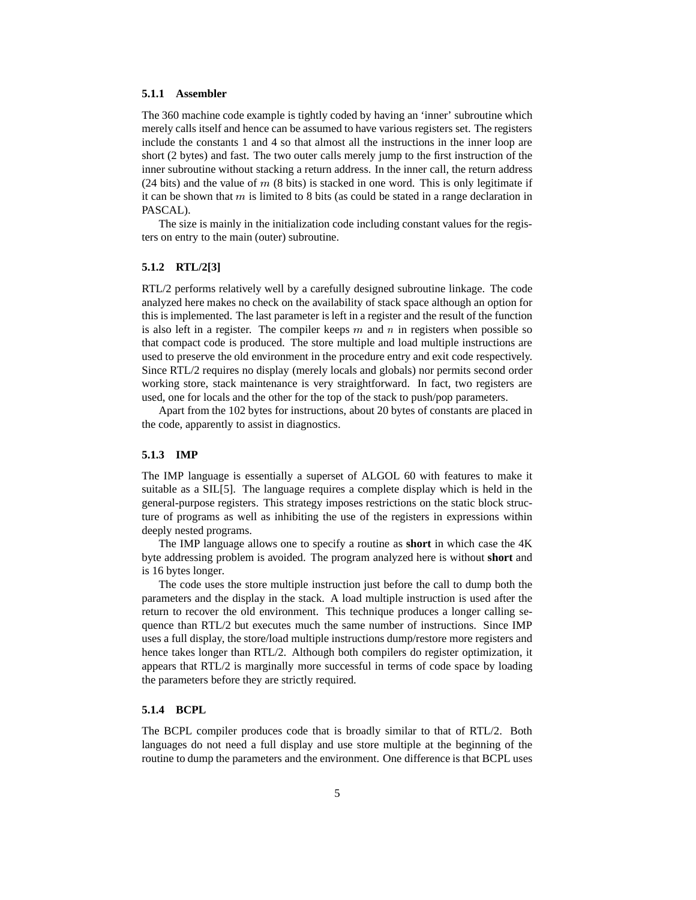#### 5.1.1 Assembler

The 360 machine code example is tightly coded by having an 'inner' subroutine which merely calls itself and hence can be assumed to have various registers set. The registers include the constants 1 and 4 so that almost all the instructions in the inner loop are short (2 bytes) and fast. The two outer calls merely jump to the first instruction of the inner subroutine without stacking a return address. In the inner call, the return address (24 bits) and the value of $m$ (8 bits) is stacked in one word. This is only legitimate if it can be shown that $m$ is limited to 8 bits (as could be stated in a range declaration in PASCAL).

The size is mainly in the initialization code including constant values for the registers on entry to the main (outer) subroutine.

#### 5.1.2 RTL/2[3]

RTL/2 performs relatively well by a carefully designed subroutine linkage. The code analyzed here makes no check on the availability of stack space although an option for this is implemented. The last parameter is left in a register and the result of the function is also left in a register. The compiler keeps $m$ and $n$ in registers when possible so that compact code is produced. The store multiple and load multiple instructions are used to preserve the old environment in the procedure entry and exit code respectively. Since RTL/2 requires no display (merely locals and globals) nor permits second order working store, stack maintenance is very straightforward. In fact, two registers are used, one for locals and the other for the top of the stack to push/pop parameters.

Apart from the 102 bytes for instructions, about 20 bytes of constants are placed in the code, apparently to assist in diagnostics.

#### 5.1.3 IMP

The IMP language is essentially a superset of ALGOL 60 with features to make it suitable as a SIL[5]. The language requires a complete display which is held in the general-purpose registers. This strategy imposes restrictions on the static block structure of programs as well as inhibiting the use of the registers in expressions within deeply nested programs.

The IMP language allows one to specify a routine as **short** in which case the 4K byte addressing problem is avoided. The program analyzed here is without **short** and is 16 bytes longer.

The code uses the store multiple instruction just before the call to dump both the parameters and the display in the stack. A load multiple instruction is used after the return to recover the old environment. This technique produces a longer calling sequence than RTL/2 but executes much the same number of instructions. Since IMP uses a full display, the store/load multiple instructions dump/restore more registers and hence takes longer than RTL/2. Although both compilers do register optimization, it appears that RTL/2 is marginally more successful in terms of code space by loading the parameters before they are strictly required.

#### 5.1.4 BCPL

The BCPL compiler produces code that is broadly similar to that of RTL/2. Both languages do not need a full display and use store multiple at the beginning of the routine to dump the parameters and the environment. One difference is that BCPL uses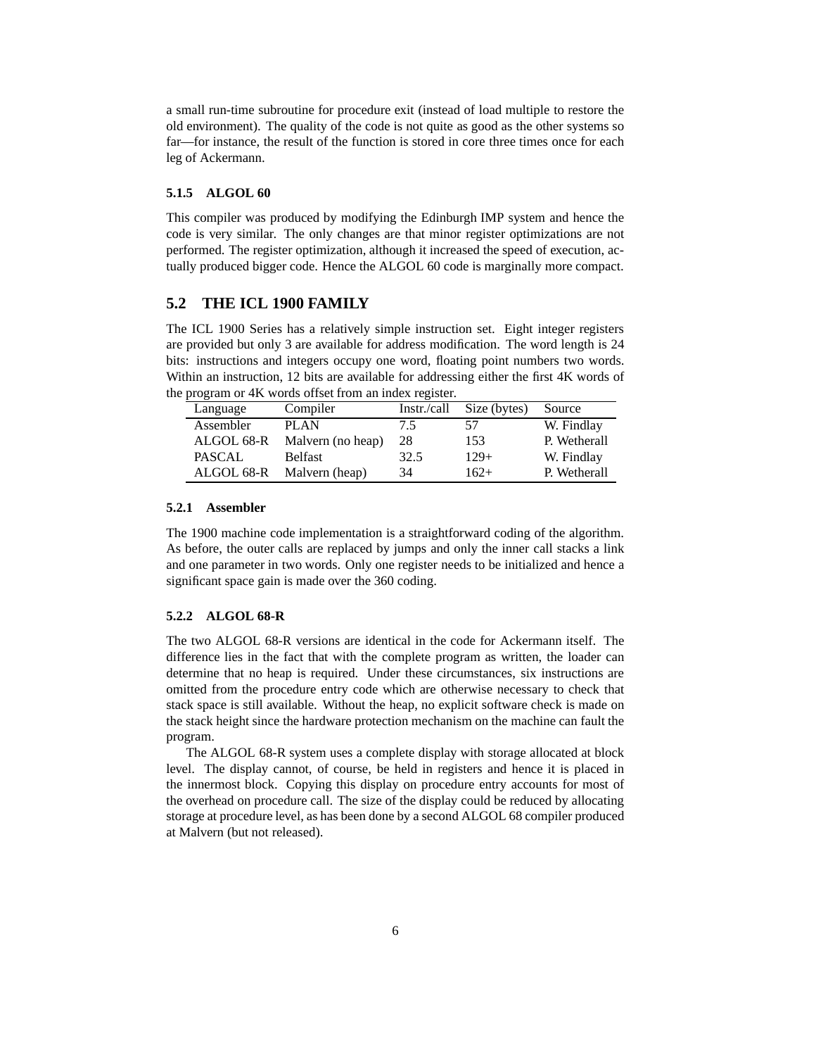a small run-time subroutine for procedure exit (instead of load multiple to restore the old environment). The quality of the code is not quite as good as the other systems so far—for instance, the result of the function is stored in core three times once for each leg of Ackermann.

#### 5.1.5 ALGOL 60

This compiler was produced by modifying the Edinburgh IMP system and hence the code is very similar. The only changes are that minor register optimizations are not performed. The register optimization, although it increased the speed of execution, actually produced bigger code. Hence the ALGOL 60 code is marginally more compact.

### 5.2 THE ICL 1900 FAMILY

The ICL 1900 Series has a relatively simple instruction set. Eight integer registers are provided but only 3 are available for address modification. The word length is 24 bits: instructions and integers occupy one word, floating point numbers two words. Within an instruction, 12 bits are available for addressing either the first 4K words of the program or 4K words offset from an index register.

| Language | Compiler | Instr./call | Size (bytes) | Source |
|---|---|---|---|---|
| Assembler | PLAN | 7.5 | 57 | W. Findlay |
| ALGOL 68-R | Malvern (no heap) | 28 | 153 | P. Wetherall |
| PASCAL | Belfast | 32.5 | 129+ | W. Findlay |
| ALGOL 68-R | Malvern (heap) | 34 | 162+ | P. Wetherall |

#### 5.2.1 Assembler

The 1900 machine code implementation is a straightforward coding of the algorithm. As before, the outer calls are replaced by jumps and only the inner call stacks a link and one parameter in two words. Only one register needs to be initialized and hence a significant space gain is made over the 360 coding.

#### 5.2.2 ALGOL 68-R

The two ALGOL 68-R versions are identical in the code for Ackermann itself. The difference lies in the fact that with the complete program as written, the loader can determine that no heap is required. Under these circumstances, six instructions are omitted from the procedure entry code which are otherwise necessary to check that stack space is still available. Without the heap, no explicit software check is made on the stack height since the hardware protection mechanism on the machine can fault the program.

The ALGOL 68-R system uses a complete display with storage allocated at block level. The display cannot, of course, be held in registers and hence it is placed in the innermost block. Copying this display on procedure entry accounts for most of the overhead on procedure call. The size of the display could be reduced by allocating storage at procedure level, as has been done by a second ALGOL 68 compiler produced at Malvern (but not released).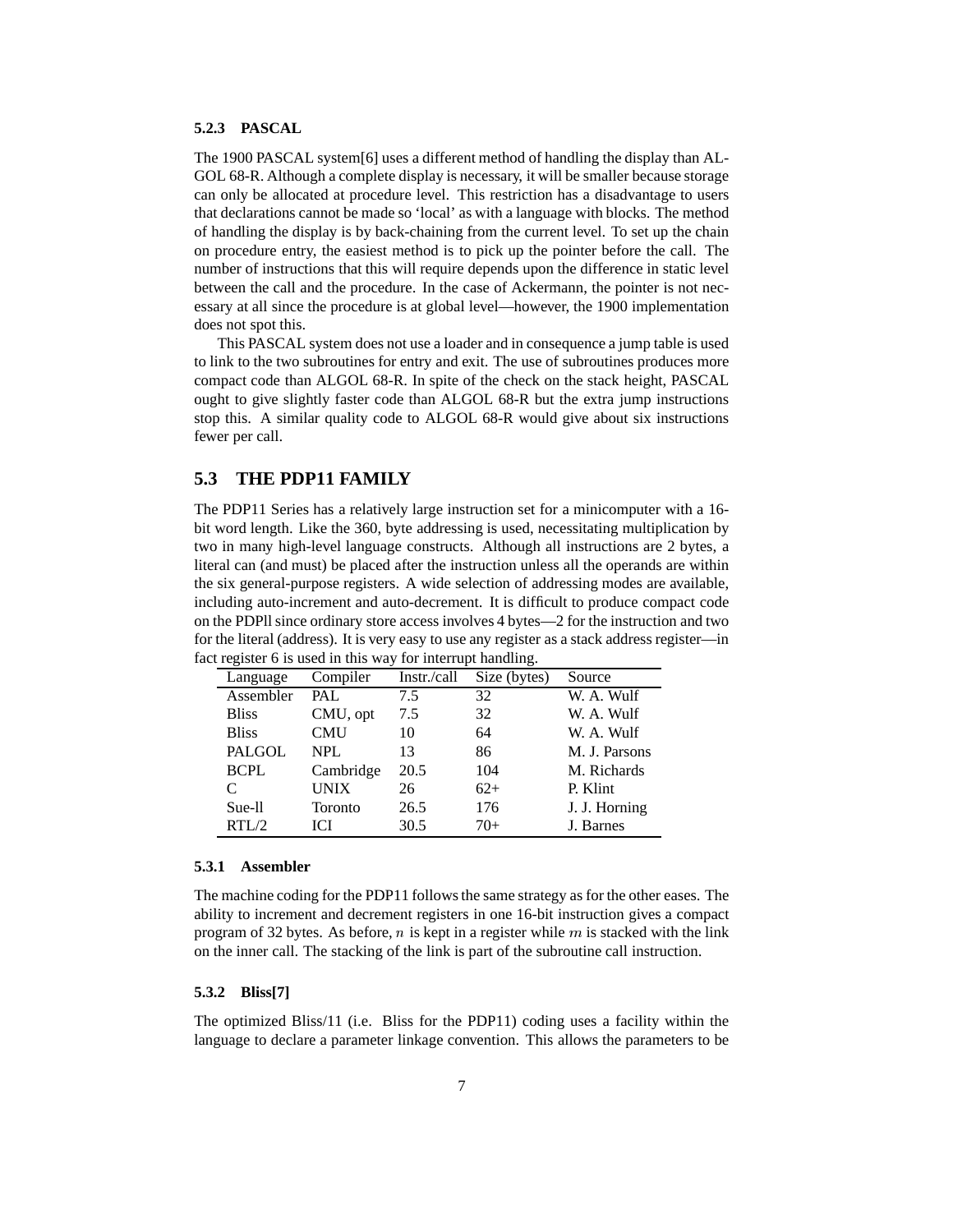#### 5.2.3 PASCAL

The 1900 PASCAL system[6] uses a different method of handling the display than ALGOL 68-R. Although a complete display is necessary, it will be smaller because storage can only be allocated at procedure level. This restriction has a disadvantage to users that declarations cannot be made so 'local' as with a language with blocks. The method of handling the display is by back-chaining from the current level. To set up the chain on procedure entry, the easiest method is to pick up the pointer before the call. The number of instructions that this will require depends upon the difference in static level between the call and the procedure. In the case of Ackermann, the pointer is not necessary at all since the procedure is at global level—however, the 1900 implementation does not spot this.

This PASCAL system does not use a loader and in consequence a jump table is used to link to the two subroutines for entry and exit. The use of subroutines produces more compact code than ALGOL 68-R. In spite of the check on the stack height, PASCAL ought to give slightly faster code than ALGOL 68-R but the extra jump instructions stop this. A similar quality code to ALGOL 68-R would give about six instructions fewer per call.

### 5.3 THE PDP11 FAMILY

The PDP11 Series has a relatively large instruction set for a minicomputer with a 16-bit word length. Like the 360, byte addressing is used, necessitating multiplication by two in many high-level language constructs. Although all instructions are 2 bytes, a literal can (and must) be placed after the instruction unless all the operands are within the six general-purpose registers. A wide selection of addressing modes are available, including auto-increment and auto-decrement. It is difficult to produce compact code on the PDPll since ordinary store access involves 4 bytes—2 for the instruction and two for the literal (address). It is very easy to use any register as a stack address register—in fact register 6 is used in this way for interrupt handling.

| Language | Compiler | Instr./call | Size (bytes) | Source |
|---|---|---|---|---|
| Assembler | PAL | 7.5 | 32 | W. A. Wulf |
| Bliss | CMU, opt | 7.5 | 32 | W. A. Wulf |
| Bliss | CMU | 10 | 64 | W. A. Wulf |
| PALGOL | NPL | 13 | 86 | M. J. Parsons |
| BCPL | Cambridge | 20.5 | 104 | M. Richards |
| C | UNIX | 26 | 62+ | P. Klint |
| Sue-ll | Toronto | 26.5 | 176 | J. J. Horning |
| RTL/2 | ICI | 30.5 | 70+ | J. Barnes |

#### 5.3.1 Assembler

The machine coding for the PDP11 follows the same strategy as for the other eases. The ability to increment and decrement registers in one 16-bit instruction gives a compact program of 32 bytes. As before, $n$ is kept in a register while $m$ is stacked with the link on the inner call. The stacking of the link is part of the subroutine call instruction.

#### 5.3.2 Bliss[7]

The optimized Bliss/11 (i.e. Bliss for the PDP11) coding uses a facility within the language to declare a parameter linkage convention. This allows the parameters to be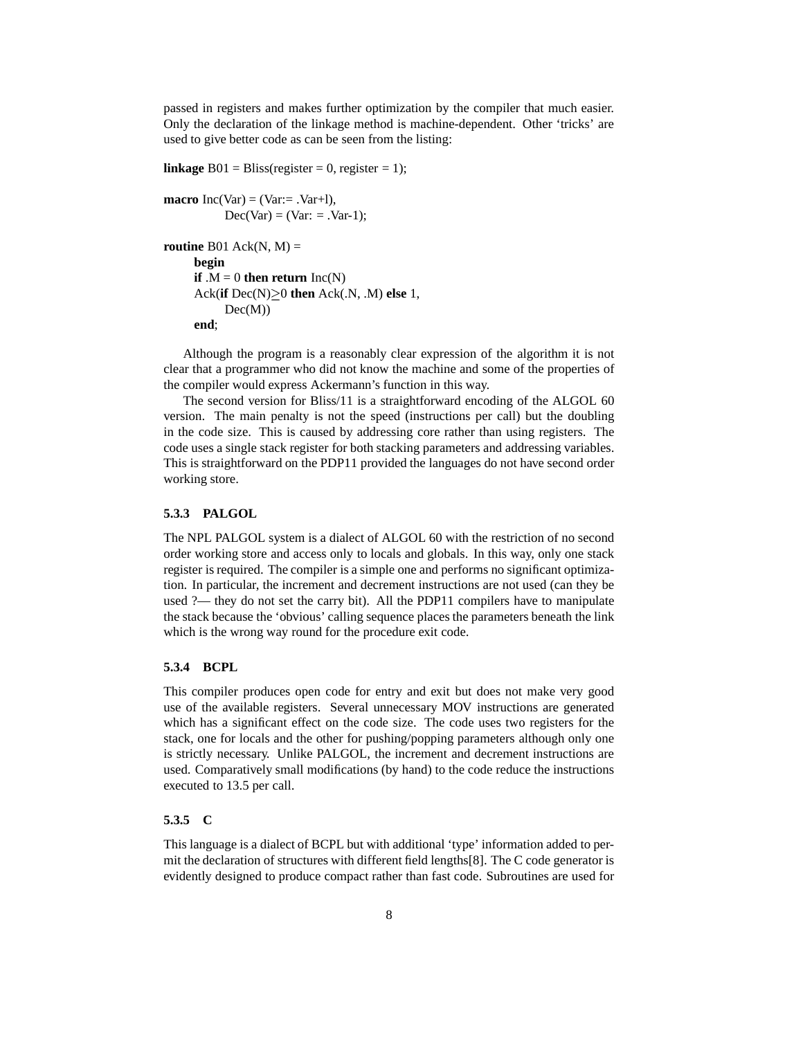passed in registers and makes further optimization by the compiler that much easier. Only the declaration of the linkage method is machine-dependent. Other 'tricks' are used to give better code as can be seen from the listing:

```
linkage B01 = Bliss(register = 0, register = 1);

macro Inc(Var) = (Var:= .Var+l),
          Dec(Var) = (Var: = .Var-1);

routine B01 Ack(N, M) =
    begin
    if .M = 0 then return Inc(N)
    Ack(if Dec(N)≥0 then Ack(.N, .M) else 1,
          Dec(M))
    end;
```

Although the program is a reasonably clear expression of the algorithm it is not clear that a programmer who did not know the machine and some of the properties of the compiler would express Ackermann's function in this way.

The second version for Bliss/11 is a straightforward encoding of the ALGOL 60 version. The main penalty is not the speed (instructions per call) but the doubling in the code size. This is caused by addressing core rather than using registers. The code uses a single stack register for both stacking parameters and addressing variables. This is straightforward on the PDP11 provided the languages do not have second order working store.

### 5.3.3 PALGOL

The NPL PALGOL system is a dialect of ALGOL 60 with the restriction of no second order working store and access only to locals and globals. In this way, only one stack register is required. The compiler is a simple one and performs no significant optimization. In particular, the increment and decrement instructions are not used (can they be used ?— they do not set the carry bit). All the PDP11 compilers have to manipulate the stack because the 'obvious' calling sequence places the parameters beneath the link which is the wrong way round for the procedure exit code.

### 5.3.4 BCPL

This compiler produces open code for entry and exit but does not make very good use of the available registers. Several unnecessary MOV instructions are generated which has a significant effect on the code size. The code uses two registers for the stack, one for locals and the other for pushing/popping parameters although only one is strictly necessary. Unlike PALGOL, the increment and decrement instructions are used. Comparatively small modifications (by hand) to the code reduce the instructions executed to 13.5 per call.

### 5.3.5 C

This language is a dialect of BCPL but with additional 'type' information added to permit the declaration of structures with different field lengths[8]. The C code generator is evidently designed to produce compact rather than fast code. Subroutines are used for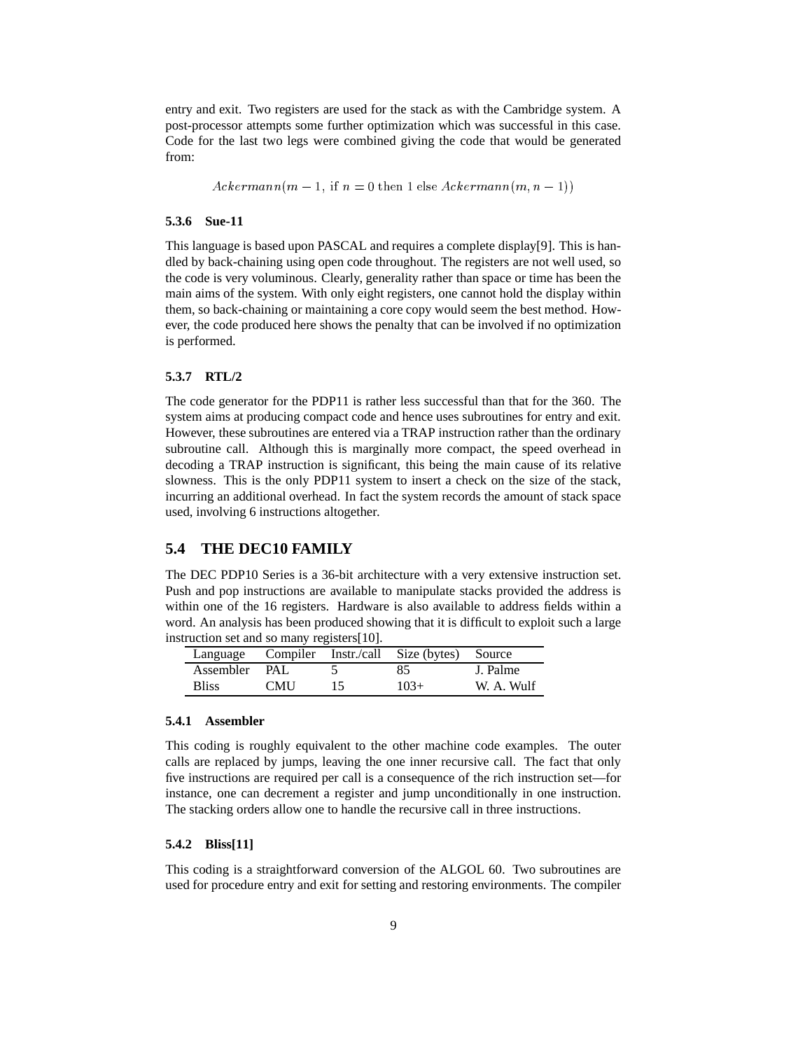entry and exit. Two registers are used for the stack as with the Cambridge system. A post-processor attempts some further optimization which was successful in this case. Code for the last two legs were combined giving the code that would be generated from:

$$Ackermann(m-1, \text{ if } n = 0 \text{ then } 1 \text{ else } Ackermann(m, n-1))$$

#### 5.3.6 Sue-11

This language is based upon PASCAL and requires a complete display[9]. This is handled by back-chaining using open code throughout. The registers are not well used, so the code is very voluminous. Clearly, generality rather than space or time has been the main aims of the system. With only eight registers, one cannot hold the display within them, so back-chaining or maintaining a core copy would seem the best method. However, the code produced here shows the penalty that can be involved if no optimization is performed.

#### 5.3.7 RTL/2

The code generator for the PDP11 is rather less successful than that for the 360. The system aims at producing compact code and hence uses subroutines for entry and exit. However, these subroutines are entered via a TRAP instruction rather than the ordinary subroutine call. Although this is marginally more compact, the speed overhead in decoding a TRAP instruction is significant, this being the main cause of its relative slowness. This is the only PDP11 system to insert a check on the size of the stack, incurring an additional overhead. In fact the system records the amount of stack space used, involving 6 instructions altogether.

### 5.4 THE DEC10 FAMILY

The DEC PDP10 Series is a 36-bit architecture with a very extensive instruction set. Push and pop instructions are available to manipulate stacks provided the address is within one of the 16 registers. Hardware is also available to address fields within a word. An analysis has been produced showing that it is difficult to exploit such a large instruction set and so many registers[10].

| Language | Compiler | Instr./call | Size (bytes) | Source |
|---|---|---|---|---|
| Assembler | PAL | 5 | 85 | J. Palme |
| Bliss | CMU | 15 | 103+ | W. A. Wulf |

#### 5.4.1 Assembler

This coding is roughly equivalent to the other machine code examples. The outer calls are replaced by jumps, leaving the one inner recursive call. The fact that only five instructions are required per call is a consequence of the rich instruction set—for instance, one can decrement a register and jump unconditionally in one instruction. The stacking orders allow one to handle the recursive call in three instructions.

#### 5.4.2 Bliss[11]

This coding is a straightforward conversion of the ALGOL 60. Two subroutines are used for procedure entry and exit for setting and restoring environments. The compiler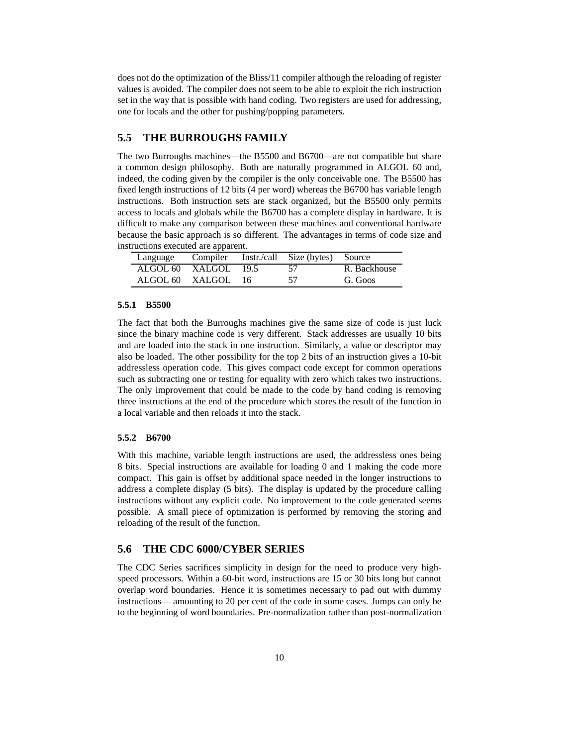does not do the optimization of the Bliss/11 compiler although the reloading of register values is avoided. The compiler does not seem to be able to exploit the rich instruction set in the way that is possible with hand coding. Two registers are used for addressing, one for locals and the other for pushing/popping parameters.

## 5.5 THE BURROUGHS FAMILY

The two Burroughs machines—the B5500 and B6700—are not compatible but share a common design philosophy. Both are naturally programmed in ALGOL 60 and, indeed, the coding given by the compiler is the only conceivable one. The B5500 has fixed length instructions of 12 bits (4 per word) whereas the B6700 has variable length instructions. Both instruction sets are stack organized, but the B5500 only permits access to locals and globals while the B6700 has a complete display in hardware. It is difficult to make any comparison between these machines and conventional hardware because the basic approach is so different. The advantages in terms of code size and instructions executed are apparent.

| Language | Compiler | Instr./call | Size (bytes) | Source |
|---|---|---|---|---|
| ALGOL 60 | XALGOL | 19.5 | 57 | R. Backhouse |
| ALGOL 60 | XALGOL | 16 | 57 | G. Goos |

### 5.5.1 B5500

The fact that both the Burroughs machines give the same size of code is just luck since the binary machine code is very different. Stack addresses are usually 10 bits and are loaded into the stack in one instruction. Similarly, a value or descriptor may also be loaded. The other possibility for the top 2 bits of an instruction gives a 10-bit addressless operation code. This gives compact code except for common operations such as subtracting one or testing for equality with zero which takes two instructions. The only improvement that could be made to the code by hand coding is removing three instructions at the end of the procedure which stores the result of the function in a local variable and then reloads it into the stack.

### 5.5.2 B6700

With this machine, variable length instructions are used, the addressless ones being 8 bits. Special instructions are available for loading 0 and 1 making the code more compact. This gain is offset by additional space needed in the longer instructions to address a complete display (5 bits). The display is updated by the procedure calling instructions without any explicit code. No improvement to the code generated seems possible. A small piece of optimization is performed by removing the storing and reloading of the result of the function.

## 5.6 THE CDC 6000/CYBER SERIES

The CDC Series sacrifices simplicity in design for the need to produce very high-speed processors. Within a 60-bit word, instructions are 15 or 30 bits long but cannot overlap word boundaries. Hence it is sometimes necessary to pad out with dummy instructions— amounting to 20 per cent of the code in some cases. Jumps can only be to the beginning of word boundaries. Pre-normalization rather than post-normalization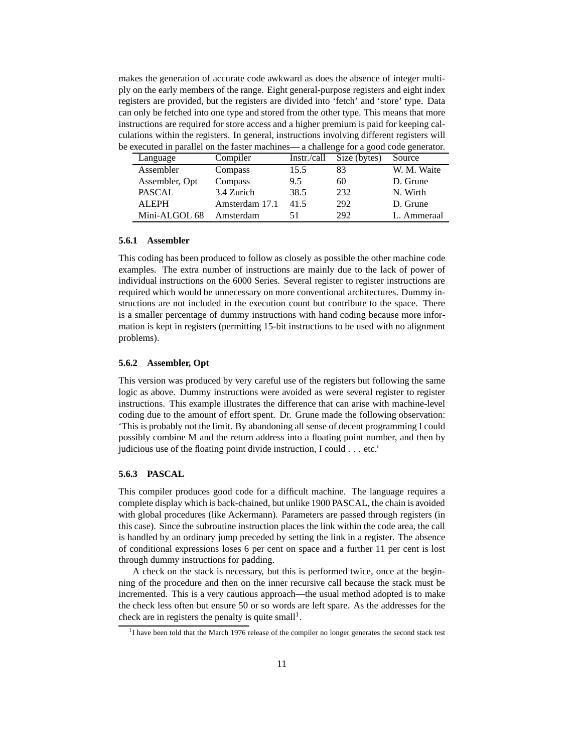makes the generation of accurate code awkward as does the absence of integer multiply on the early members of the range. Eight general-purpose registers and eight index registers are provided, but the registers are divided into 'fetch' and 'store' type. Data can only be fetched into one type and stored from the other type. This means that more instructions are required for store access and a higher premium is paid for keeping calculations within the registers. In general, instructions involving different registers will be executed in parallel on the faster machines— a challenge for a good code generator.

| Language | Compiler | Instr./call | Size (bytes) | Source |
|---|---|---|---|---|
| Assembler | Compass | 15.5 | 83 | W. M. Waite |
| Assembler, Opt | Compass | 9.5 | 60 | D. Grune |
| PASCAL | 3.4 Zurich | 38.5 | 232 | N. Wirth |
| ALEPH | Amsterdam 17.1 | 41.5 | 292 | D. Grune |
| Mini-ALGOL 68 | Amsterdam | 51 | 292 | L. Ammeraal |

### 5.6.1 Assembler

This coding has been produced to follow as closely as possible the other machine code examples. The extra number of instructions are mainly due to the lack of power of individual instructions on the 6000 Series. Several register to register instructions are required which would be unnecessary on more conventional architectures. Dummy instructions are not included in the execution count but contribute to the space. There is a smaller percentage of dummy instructions with hand coding because more information is kept in registers (permitting 15-bit instructions to be used with no alignment problems).

### 5.6.2 Assembler, Opt

This version was produced by very careful use of the registers but following the same logic as above. Dummy instructions were avoided as were several register to register instructions. This example illustrates the difference that can arise with machine-level coding due to the amount of effort spent. Dr. Grune made the following observation: 'This is probably not the limit. By abandoning all sense of decent programming I could possibly combine M and the return address into a floating point number, and then by judicious use of the floating point divide instruction, I could . . . etc.'

### 5.6.3 PASCAL

This compiler produces good code for a difficult machine. The language requires a complete display which is back-chained, but unlike 1900 PASCAL, the chain is avoided with global procedures (like Ackermann). Parameters are passed through registers (in this case). Since the subroutine instruction places the link within the code area, the call is handled by an ordinary jump preceded by setting the link in a register. The absence of conditional expressions loses 6 per cent on space and a further 11 per cent is lost through dummy instructions for padding.

A check on the stack is necessary, but this is performed twice, once at the beginning of the procedure and then on the inner recursive call because the stack must be incremented. This is a very cautious approach—the usual method adopted is to make the check less often but ensure 50 or so words are left spare. As the addresses for the check are in registers the penalty is quite small[1].

[1] I have been told that the March 1976 release of the compiler no longer generates the second stack test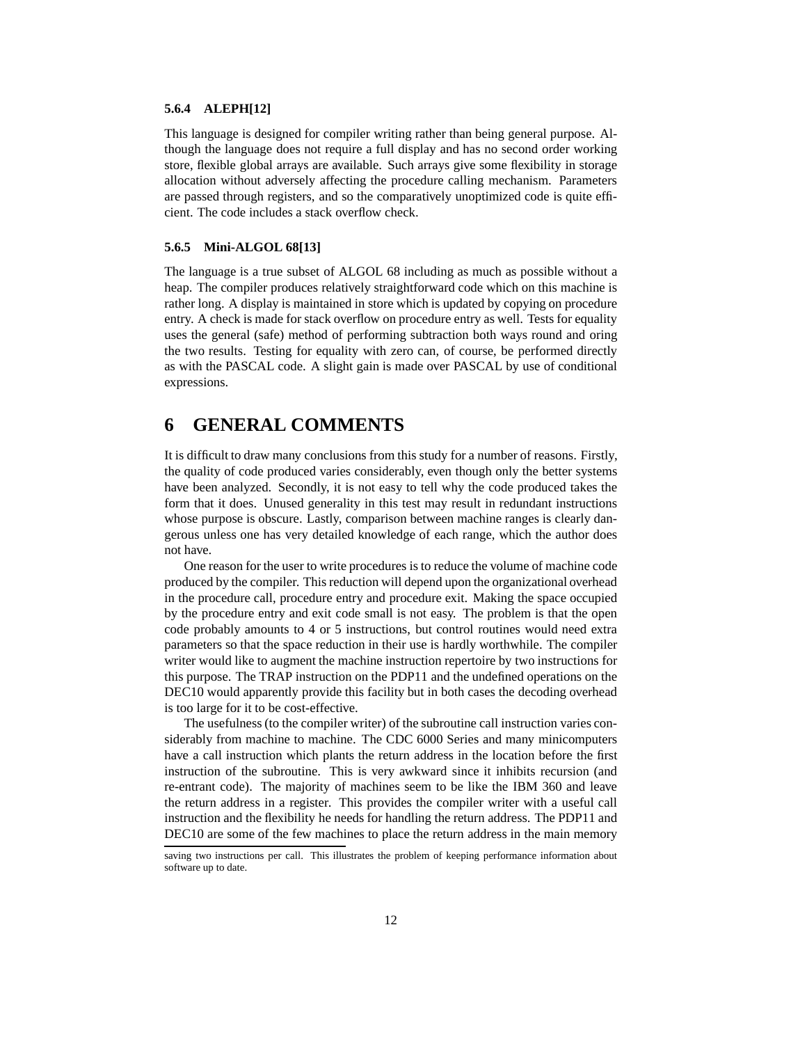#### 5.6.4 ALEPH[12]

This language is designed for compiler writing rather than being general purpose. Although the language does not require a full display and has no second order working store, flexible global arrays are available. Such arrays give some flexibility in storage allocation without adversely affecting the procedure calling mechanism. Parameters are passed through registers, and so the comparatively unoptimized code is quite efficient. The code includes a stack overflow check.

#### 5.6.5 Mini-ALGOL 68[13]

The language is a true subset of ALGOL 68 including as much as possible without a heap. The compiler produces relatively straightforward code which on this machine is rather long. A display is maintained in store which is updated by copying on procedure entry. A check is made for stack overflow on procedure entry as well. Tests for equality uses the general (safe) method of performing subtraction both ways round and oring the two results. Testing for equality with zero can, of course, be performed directly as with the PASCAL code. A slight gain is made over PASCAL by use of conditional expressions.

# 6 GENERAL COMMENTS

It is difficult to draw many conclusions from this study for a number of reasons. Firstly, the quality of code produced varies considerably, even though only the better systems have been analyzed. Secondly, it is not easy to tell why the code produced takes the form that it does. Unused generality in this test may result in redundant instructions whose purpose is obscure. Lastly, comparison between machine ranges is clearly dangerous unless one has very detailed knowledge of each range, which the author does not have.

One reason for the user to write procedures is to reduce the volume of machine code produced by the compiler. This reduction will depend upon the organizational overhead in the procedure call, procedure entry and procedure exit. Making the space occupied by the procedure entry and exit code small is not easy. The problem is that the open code probably amounts to 4 or 5 instructions, but control routines would need extra parameters so that the space reduction in their use is hardly worthwhile. The compiler writer would like to augment the machine instruction repertoire by two instructions for this purpose. The TRAP instruction on the PDP11 and the undefined operations on the DEC10 would apparently provide this facility but in both cases the decoding overhead is too large for it to be cost-effective.

The usefulness (to the compiler writer) of the subroutine call instruction varies considerably from machine to machine. The CDC 6000 Series and many minicomputers have a call instruction which plants the return address in the location before the first instruction of the subroutine. This is very awkward since it inhibits recursion (and re-entrant code). The majority of machines seem to be like the IBM 360 and leave the return address in a register. This provides the compiler writer with a useful call instruction and the flexibility he needs for handling the return address. The PDP11 and DEC10 are some of the few machines to place the return address in the main memory

saving two instructions per call. This illustrates the problem of keeping performance information about software up to date.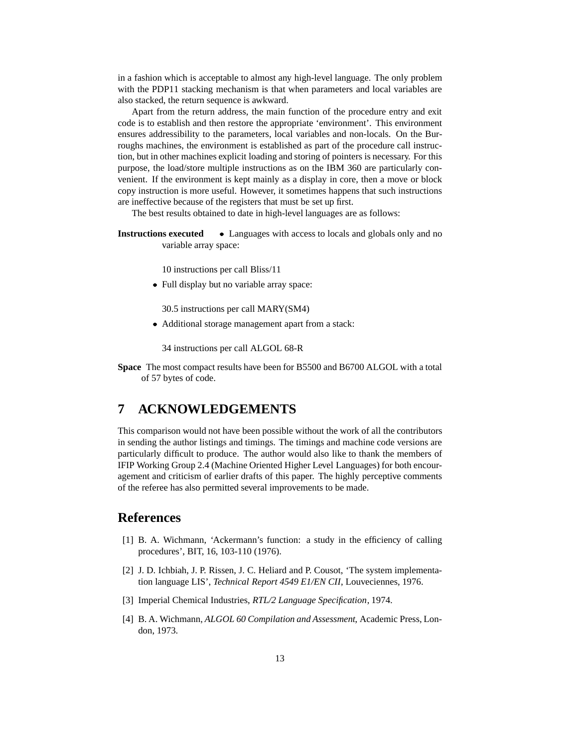in a fashion which is acceptable to almost any high-level language. The only problem with the PDP11 stacking mechanism is that when parameters and local variables are also stacked, the return sequence is awkward.

Apart from the return address, the main function of the procedure entry and exit code is to establish and then restore the appropriate 'environment'. This environment ensures addressibility to the parameters, local variables and non-locals. On the Burroughs machines, the environment is established as part of the procedure call instruction, but in other machines explicit loading and storing of pointers is necessary. For this purpose, the load/store multiple instructions as on the IBM 360 are particularly convenient. If the environment is kept mainly as a display in core, then a move or block copy instruction is more useful. However, it sometimes happens that such instructions are ineffective because of the registers that must be set up first.

The best results obtained to date in high-level languages are as follows:

**Instructions executed**

- Languages with access to locals and globals only and no variable array space:

  10 instructions per call Bliss/11

- Full display but no variable array space:

  30.5 instructions per call MARY(SM4)

- Additional storage management apart from a stack:

  34 instructions per call ALGOL 68-R

**Space** The most compact results have been for B5500 and B6700 ALGOL with a total of 57 bytes of code.

# 7 ACKNOWLEDGEMENTS

This comparison would not have been possible without the work of all the contributors in sending the author listings and timings. The timings and machine code versions are particularly difficult to produce. The author would also like to thank the members of IFIP Working Group 2.4 (Machine Oriented Higher Level Languages) for both encouragement and criticism of earlier drafts of this paper. The highly perceptive comments of the referee has also permitted several improvements to be made.

# References

[1] B. A. Wichmann, 'Ackermann's function: a study in the efficiency of calling procedures', BIT, 16, 103-110 (1976).

[2] J. D. Ichbiah, J. P. Rissen, J. C. Heliard and P. Cousot, 'The system implementation language LIS', *Technical Report 4549 E1/EN CII*, Louveciennes, 1976.

[3] Imperial Chemical Industries, *RTL/2 Language Specification*, 1974.

[4] B. A. Wichmann, *ALGOL 60 Compilation and Assessment*, Academic Press, London, 1973.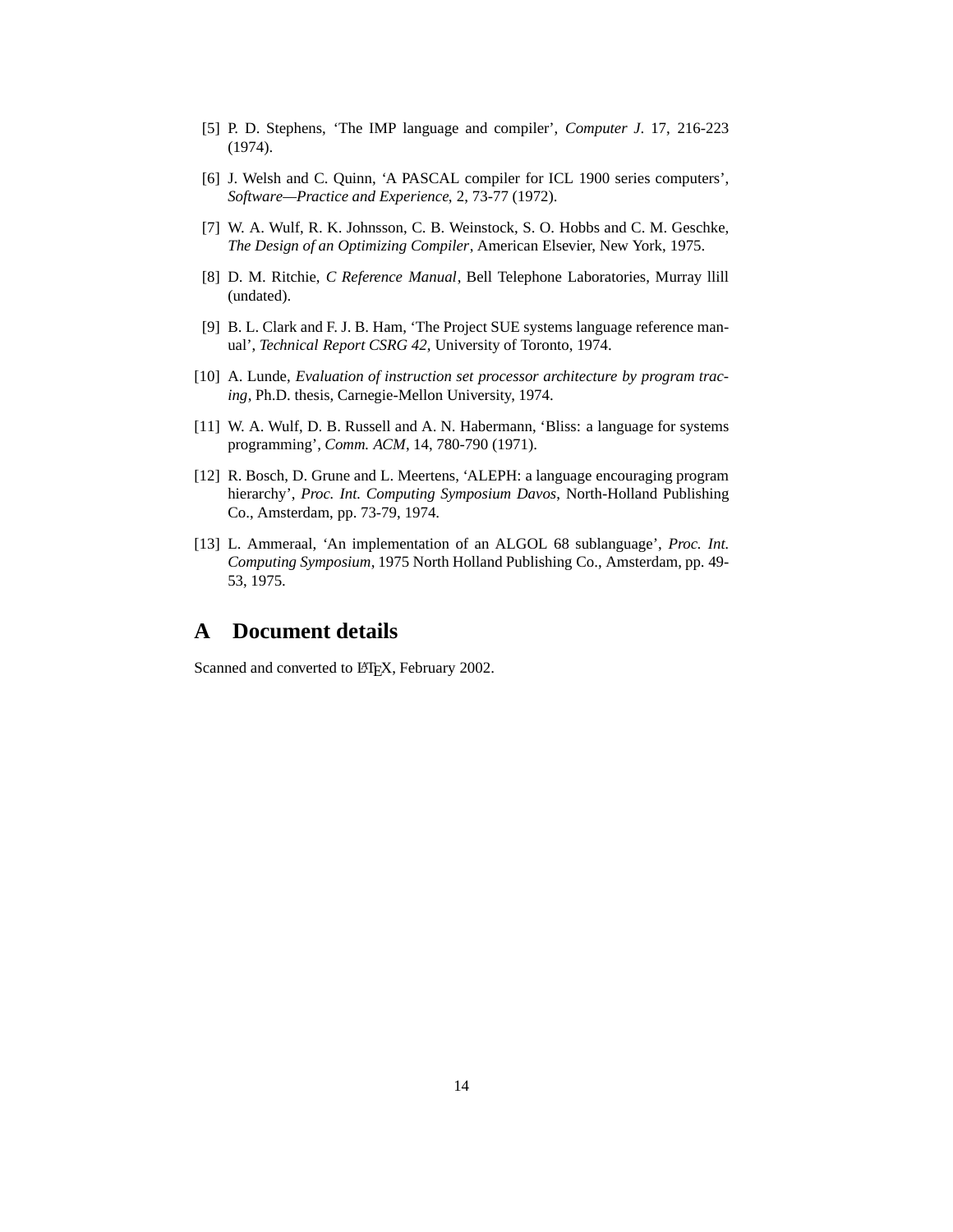[5] P. D. Stephens, 'The IMP language and compiler', *Computer J*. 17, 216-223 (1974).

[6] J. Welsh and C. Quinn, 'A PASCAL compiler for ICL 1900 series computers', *Software—Practice and Experience*, 2, 73-77 (1972).

[7] W. A. Wulf, R. K. Johnsson, C. B. Weinstock, S. O. Hobbs and C. M. Geschke, *The Design of an Optimizing Compiler*, American Elsevier, New York, 1975.

[8] D. M. Ritchie, *C Reference Manual*, Bell Telephone Laboratories, Murray llill (undated).

[9] B. L. Clark and F. J. B. Ham, 'The Project SUE systems language reference manual', *Technical Report CSRG 42*, University of Toronto, 1974.

[10] A. Lunde, *Evaluation of instruction set processor architecture by program tracing*, Ph.D. thesis, Carnegie-Mellon University, 1974.

[11] W. A. Wulf, D. B. Russell and A. N. Habermann, 'Bliss: a language for systems programming', *Comm. ACM*, 14, 780-790 (1971).

[12] R. Bosch, D. Grune and L. Meertens, 'ALEPH: a language encouraging program hierarchy', *Proc. Int. Computing Symposium Davos*, North-Holland Publishing Co., Amsterdam, pp. 73-79, 1974.

[13] L. Ammeraal, 'An implementation of an ALGOL 68 sublanguage', *Proc. Int. Computing Symposium*, 1975 North Holland Publishing Co., Amsterdam, pp. 49-53, 1975.

# A Document details

Scanned and converted to LaTeX, February 2002.